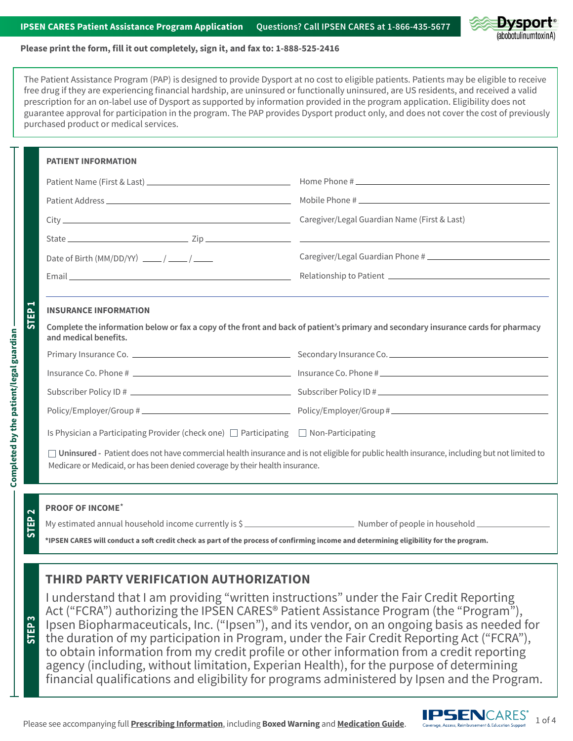IPSEN CARES Patient Assistance Program Application    Questions? Call IPSEN CARES at 1-866-435-5677

**Please print the form, fill it out completely, sign it, and fax to: 1-888-525-2416**

The Patient Assistance Program (PAP) is designed to provide Dysport at no cost to eligible patients. Patients may be eligible to receive free drug if they are experiencing financial hardship, are uninsured or functionally uninsured, are US residents, and received a valid prescription for an on-label use of Dysport as supported by information provided in the program application. Eligibility does not guarantee approval for participation in the program. The PAP provides Dysport product only, and does not cover the cost of previously purchased product or medical services.

*Completed by the patient/legal guardian*

## STEP 1

### PATIENT INFORMATION

Patient Name (First & Last) ____________________

Home Phone # ____________________

Patient Address ____________________

Mobile Phone # ____________________

City ____________________

Caregiver/Legal Guardian Name (First & Last) ____________________

State ____________ Zip ____________

Date of Birth (MM/DD/YY) ____ / ____ / ____

Caregiver/Legal Guardian Phone # ____________________

Email ____________________

Relationship to Patient ____________________

### INSURANCE INFORMATION

**Complete the information below or fax a copy of the front and back of patient's primary and secondary insurance cards for pharmacy and medical benefits.**

Primary Insurance Co. ____________________

Secondary Insurance Co. ____________________

Insurance Co. Phone # ____________________

Insurance Co. Phone # ____________________

Subscriber Policy ID # ____________________

Subscriber Policy ID # ____________________

Policy/Employer/Group # ____________________

Policy/Employer/Group # ____________________

Is Physician a Participating Provider (check one) ☐ Participating ☐ Non-Participating

☐ **Uninsured** - Patient does not have commercial health insurance and is not eligible for public health insurance, including but not limited to Medicare or Medicaid, or has been denied coverage by their health insurance.

## STEP 2

### PROOF OF INCOME*

My estimated annual household income currently is $ ____________ Number of people in household ____________

***IPSEN CARES will conduct a soft credit check as part of the process of confirming income and determining eligibility for the program.**

## STEP 3

### THIRD PARTY VERIFICATION AUTHORIZATION

I understand that I am providing "written instructions" under the Fair Credit Reporting Act ("FCRA") authorizing the IPSEN CARES® Patient Assistance Program (the "Program"), Ipsen Biopharmaceuticals, Inc. ("Ipsen"), and its vendor, on an ongoing basis as needed for the duration of my participation in Program, under the Fair Credit Reporting Act ("FCRA"), to obtain information from my credit profile or other information from a credit reporting agency (including, without limitation, Experian Health), for the purpose of determining financial qualifications and eligibility for programs administered by Ipsen and the Program.

Please see accompanying full **Prescribing Information**, including **Boxed Warning** and **Medication Guide**.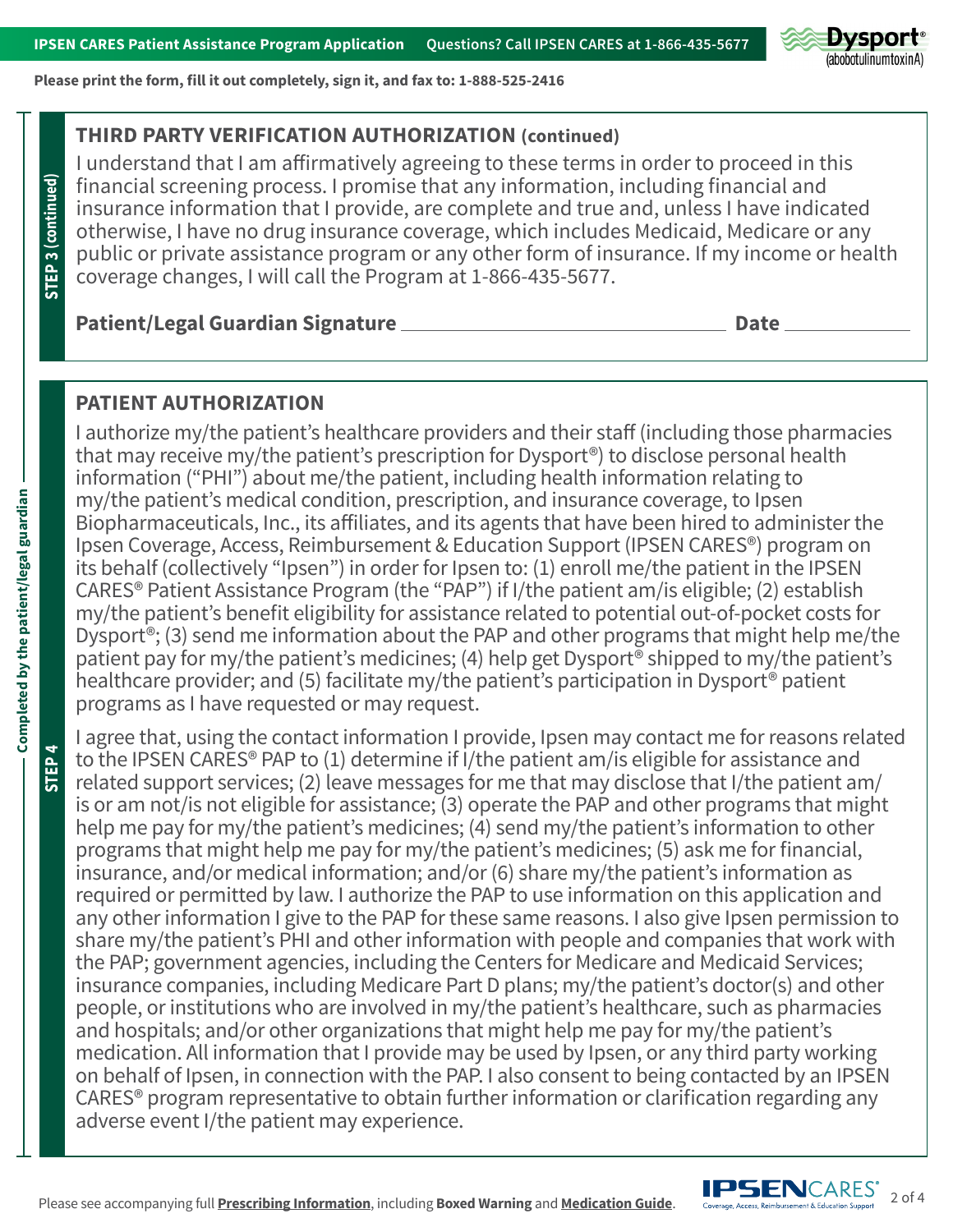Please print the form, fill it out completely, sign it, and fax to: 1-888-525-2416

STEP 3 (continued)

## THIRD PARTY VERIFICATION AUTHORIZATION (continued)

I understand that I am affirmatively agreeing to these terms in order to proceed in this financial screening process. I promise that any information, including financial and insurance information that I provide, are complete and true and, unless I have indicated otherwise, I have no drug insurance coverage, which includes Medicaid, Medicare or any public or private assistance program or any other form of insurance. If my income or health coverage changes, I will call the Program at 1-866-435-5677.

**Patient/Legal Guardian Signature** ______________________________ **Date** ____________

Completed by the patient/legal guardian

STEP 4

## PATIENT AUTHORIZATION

I authorize my/the patient's healthcare providers and their staff (including those pharmacies that may receive my/the patient's prescription for Dysport®) to disclose personal health information ("PHI") about me/the patient, including health information relating to my/the patient's medical condition, prescription, and insurance coverage, to Ipsen Biopharmaceuticals, Inc., its affiliates, and its agents that have been hired to administer the Ipsen Coverage, Access, Reimbursement & Education Support (IPSEN CARES®) program on its behalf (collectively "Ipsen") in order for Ipsen to: (1) enroll me/the patient in the IPSEN CARES® Patient Assistance Program (the "PAP") if I/the patient am/is eligible; (2) establish my/the patient's benefit eligibility for assistance related to potential out-of-pocket costs for Dysport®; (3) send me information about the PAP and other programs that might help me/the patient pay for my/the patient's medicines; (4) help get Dysport® shipped to my/the patient's healthcare provider; and (5) facilitate my/the patient's participation in Dysport® patient programs as I have requested or may request.

I agree that, using the contact information I provide, Ipsen may contact me for reasons related to the IPSEN CARES® PAP to (1) determine if I/the patient am/is eligible for assistance and related support services; (2) leave messages for me that may disclose that I/the patient am/is or am not/is not eligible for assistance; (3) operate the PAP and other programs that might help me pay for my/the patient's medicines; (4) send my/the patient's information to other programs that might help me pay for my/the patient's medicines; (5) ask me for financial, insurance, and/or medical information; and/or (6) share my/the patient's information as required or permitted by law. I authorize the PAP to use information on this application and any other information I give to the PAP for these same reasons. I also give Ipsen permission to share my/the patient's PHI and other information with people and companies that work with the PAP; government agencies, including the Centers for Medicare and Medicaid Services; insurance companies, including Medicare Part D plans; my/the patient's doctor(s) and other people, or institutions who are involved in my/the patient's healthcare, such as pharmacies and hospitals; and/or other organizations that might help me pay for my/the patient's medication. All information that I provide may be used by Ipsen, or any third party working on behalf of Ipsen, in connection with the PAP. I also consent to being contacted by an IPSEN CARES® program representative to obtain further information or clarification regarding any adverse event I/the patient may experience.

Please see accompanying full **Prescribing Information**, including **Boxed Warning** and **Medication Guide**.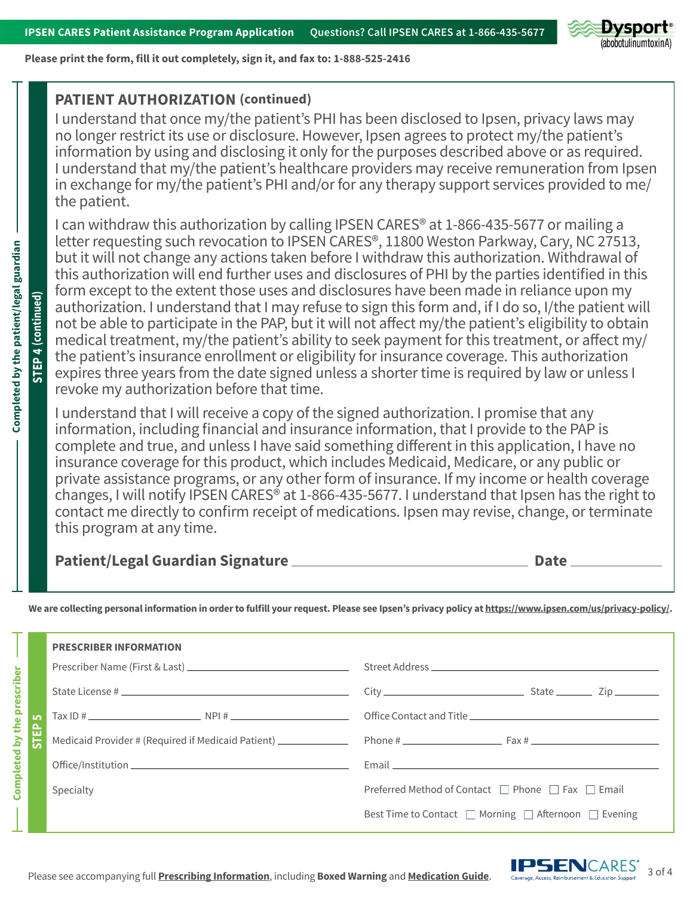Please print the form, fill it out completely, sign it, and fax to: 1-888-525-2416

Completed by the patient/legal guardian

STEP 4 (continued)

## PATIENT AUTHORIZATION (continued)

I understand that once my/the patient's PHI has been disclosed to Ipsen, privacy laws may no longer restrict its use or disclosure. However, Ipsen agrees to protect my/the patient's information by using and disclosing it only for the purposes described above or as required. I understand that my/the patient's healthcare providers may receive remuneration from Ipsen in exchange for my/the patient's PHI and/or for any therapy support services provided to me/the patient.

I can withdraw this authorization by calling IPSEN CARES® at 1-866-435-5677 or mailing a letter requesting such revocation to IPSEN CARES®, 11800 Weston Parkway, Cary, NC 27513, but it will not change any actions taken before I withdraw this authorization. Withdrawal of this authorization will end further uses and disclosures of PHI by the parties identified in this form except to the extent those uses and disclosures have been made in reliance upon my authorization. I understand that I may refuse to sign this form and, if I do so, I/the patient will not be able to participate in the PAP, but it will not affect my/the patient's eligibility to obtain medical treatment, my/the patient's ability to seek payment for this treatment, or affect my/the patient's insurance enrollment or eligibility for insurance coverage. This authorization expires three years from the date signed unless a shorter time is required by law or unless I revoke my authorization before that time.

I understand that I will receive a copy of the signed authorization. I promise that any information, including financial and insurance information, that I provide to the PAP is complete and true, and unless I have said something different in this application, I have no insurance coverage for this product, which includes Medicaid, Medicare, or any public or private assistance programs, or any other form of insurance. If my income or health coverage changes, I will notify IPSEN CARES® at 1-866-435-5677. I understand that Ipsen has the right to contact me directly to confirm receipt of medications. Ipsen may revise, change, or terminate this program at any time.

**Patient/Legal Guardian Signature** ______________________________ **Date** ____________

**We are collecting personal information in order to fulfill your request. Please see Ipsen's privacy policy at https://www.ipsen.com/us/privacy-policy/.**

Completed by the prescriber

STEP 5

### PRESCRIBER INFORMATION

Prescriber Name (First & Last) ______________________________

State License # ______________________________

Tax ID # ________________ NPI # ________________

Medicaid Provider # (Required if Medicaid Patient) ____________

Office/Institution ______________________________

Specialty

Street Address ______________________________

City ________________ State ______ Zip ________

Office Contact and Title ______________________________

Phone # ________________ Fax # ________________

Email ______________________________

Preferred Method of Contact ☐ Phone ☐ Fax ☐ Email

Best Time to Contact ☐ Morning ☐ Afternoon ☐ Evening

Please see accompanying full **Prescribing Information**, including **Boxed Warning** and **Medication Guide**.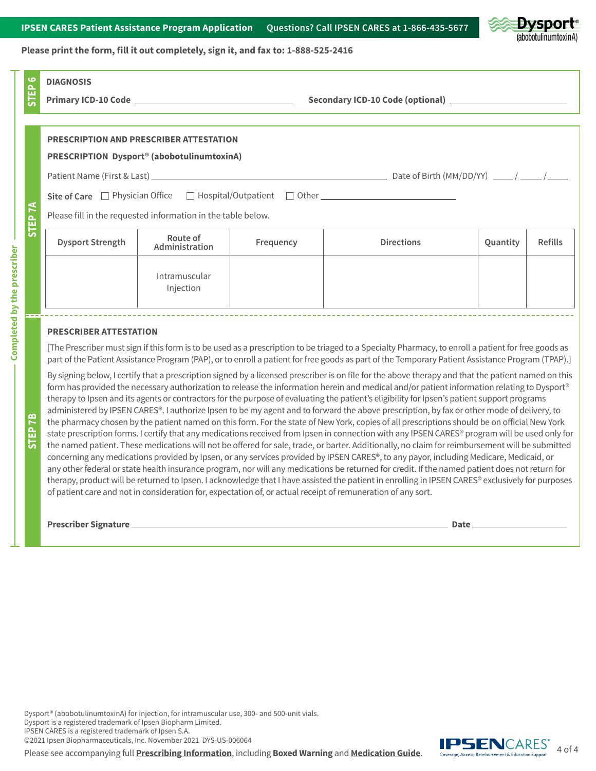Please print the form, fill it out completely, sign it, and fax to: 1-888-525-2416

Completed by the prescriber

## STEP 6

**DIAGNOSIS**

**Primary ICD-10 Code** ______________________ **Secondary ICD-10 Code (optional)** ______________________

## STEP 7A

**PRESCRIPTION AND PRESCRIBER ATTESTATION**

**PRESCRIPTION Dysport® (abobotulinumtoxinA)**

Patient Name (First & Last) ______________________ Date of Birth (MM/DD/YY) ____/____/____

**Site of Care** ☐ Physician Office ☐ Hospital/Outpatient ☐ Other ______________________

Please fill in the requested information in the table below.

| Dysport Strength | Route of Administration | Frequency | Directions | Quantity | Refills |
|---|---|---|---|---|---|
| | Intramuscular Injection | | | | |

## STEP 7B

**PRESCRIBER ATTESTATION**

[The Prescriber must sign if this form is to be used as a prescription to be triaged to a Specialty Pharmacy, to enroll a patient for free goods as part of the Patient Assistance Program (PAP), or to enroll a patient for free goods as part of the Temporary Patient Assistance Program (TPAP).]

By signing below, I certify that a prescription signed by a licensed prescriber is on file for the above therapy and that the patient named on this form has provided the necessary authorization to release the information herein and medical and/or patient information relating to Dysport® therapy to Ipsen and its agents or contractors for the purpose of evaluating the patient's eligibility for Ipsen's patient support programs administered by IPSEN CARES®. I authorize Ipsen to be my agent and to forward the above prescription, by fax or other mode of delivery, to the pharmacy chosen by the patient named on this form. For the state of New York, copies of all prescriptions should be on official New York state prescription forms. I certify that any medications received from Ipsen in connection with any IPSEN CARES® program will be used only for the named patient. These medications will not be offered for sale, trade, or barter. Additionally, no claim for reimbursement will be submitted concerning any medications provided by Ipsen, or any services provided by IPSEN CARES®, to any payor, including Medicare, Medicaid, or any other federal or state health insurance program, nor will any medications be returned for credit. If the named patient does not return for therapy, product will be returned to Ipsen. I acknowledge that I have assisted the patient in enrolling in IPSEN CARES® exclusively for purposes of patient care and not in consideration for, expectation of, or actual receipt of remuneration of any sort.

**Prescriber Signature** ______________________________________________ **Date** ______________________

Dysport® (abobotulinumtoxinA) for injection, for intramuscular use, 300- and 500-unit vials.
Dysport is a registered trademark of Ipsen Biopharm Limited.
IPSEN CARES is a registered trademark of Ipsen S.A.
©2021 Ipsen Biopharmaceuticals, Inc. November 2021 DYS-US-006064

Please see accompanying full **Prescribing Information**, including **Boxed Warning** and **Medication Guide**.